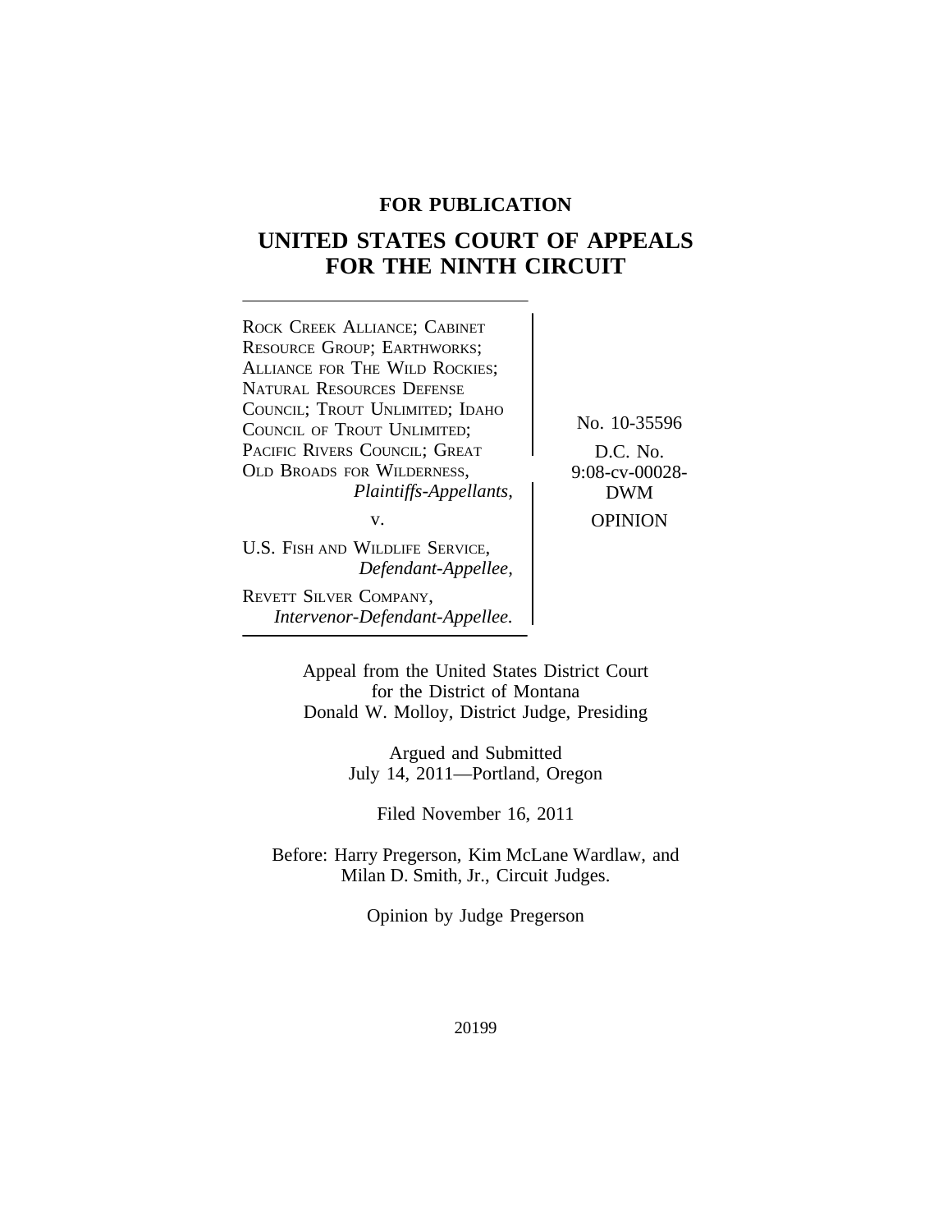**FOR PUBLICATION**

# UNITED STATES COURT OF APPEALS FOR THE NINTH CIRCUIT

ROCK CREEK ALLIANCE; CABINET RESOURCE GROUP; EARTHWORKS; ALLIANCE FOR THE WILD ROCKIES; NATURAL RESOURCES DEFENSE COUNCIL; TROUT UNLIMITED; IDAHO COUNCIL OF TROUT UNLIMITED; PACIFIC RIVERS COUNCIL; GREAT OLD BROADS FOR WILDERNESS,
*Plaintiffs-Appellants,*

v.

U.S. FISH AND WILDLIFE SERVICE,
*Defendant-Appellee,*

REVETT SILVER COMPANY,
*Intervenor-Defendant-Appellee.*

No. 10-35596

D.C. No. 9:08-cv-00028-DWM

OPINION

Appeal from the United States District Court for the District of Montana
Donald W. Molloy, District Judge, Presiding

Argued and Submitted
July 14, 2011—Portland, Oregon

Filed November 16, 2011

Before: Harry Pregerson, Kim McLane Wardlaw, and Milan D. Smith, Jr., Circuit Judges.

Opinion by Judge Pregerson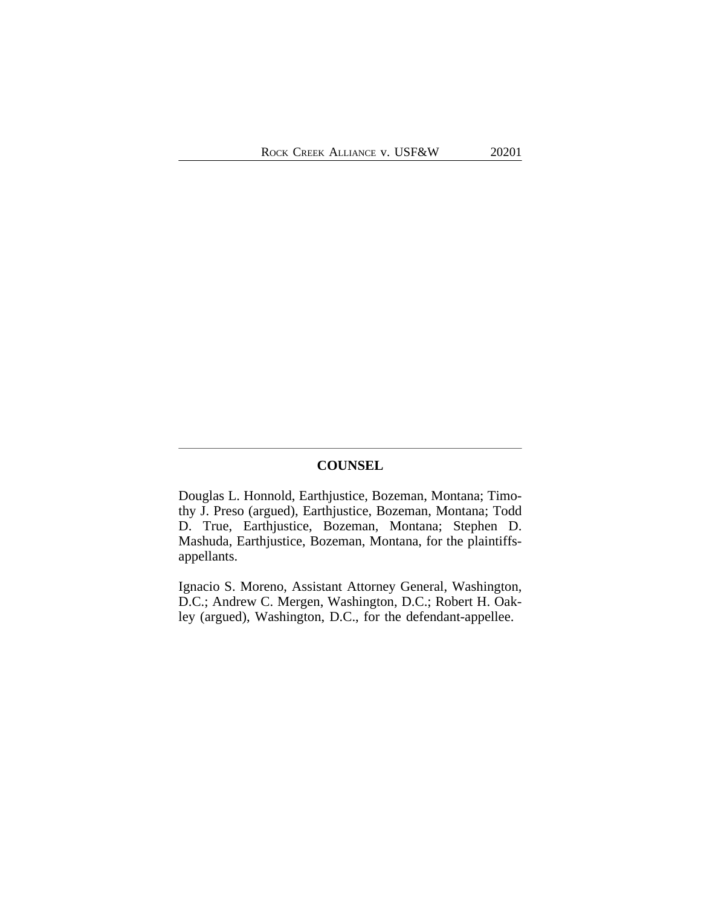## COUNSEL

Douglas L. Honnold, Earthjustice, Bozeman, Montana; Timothy J. Preso (argued), Earthjustice, Bozeman, Montana; Todd D. True, Earthjustice, Bozeman, Montana; Stephen D. Mashuda, Earthjustice, Bozeman, Montana, for the plaintiffs-appellants.

Ignacio S. Moreno, Assistant Attorney General, Washington, D.C.; Andrew C. Mergen, Washington, D.C.; Robert H. Oakley (argued), Washington, D.C., for the defendant-appellee.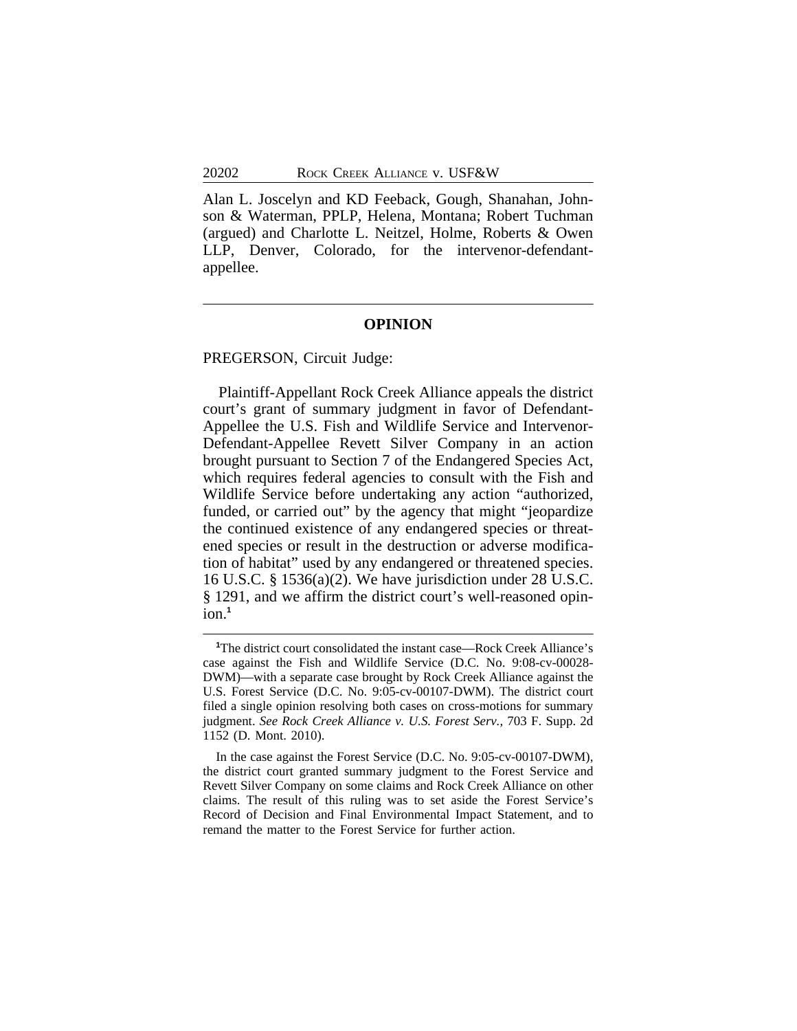Alan L. Joscelyn and KD Feeback, Gough, Shanahan, Johnson & Waterman, PPLP, Helena, Montana; Robert Tuchman (argued) and Charlotte L. Neitzel, Holme, Roberts & Owen LLP, Denver, Colorado, for the intervenor-defendant-appellee.

---

## OPINION

PREGERSON, Circuit Judge:

Plaintiff-Appellant Rock Creek Alliance appeals the district court's grant of summary judgment in favor of Defendant-Appellee the U.S. Fish and Wildlife Service and Intervenor-Defendant-Appellee Revett Silver Company in an action brought pursuant to Section 7 of the Endangered Species Act, which requires federal agencies to consult with the Fish and Wildlife Service before undertaking any action "authorized, funded, or carried out" by the agency that might "jeopardize the continued existence of any endangered species or threatened species or result in the destruction or adverse modification of habitat" used by any endangered or threatened species. 16 U.S.C. § 1536(a)(2). We have jurisdiction under 28 U.S.C. § 1291, and we affirm the district court's well-reasoned opinion.[1]

---

[1]The district court consolidated the instant case—Rock Creek Alliance's case against the Fish and Wildlife Service (D.C. No. 9:08-cv-00028-DWM)—with a separate case brought by Rock Creek Alliance against the U.S. Forest Service (D.C. No. 9:05-cv-00107-DWM). The district court filed a single opinion resolving both cases on cross-motions for summary judgment. *See Rock Creek Alliance v. U.S. Forest Serv.*, 703 F. Supp. 2d 1152 (D. Mont. 2010).

In the case against the Forest Service (D.C. No. 9:05-cv-00107-DWM), the district court granted summary judgment to the Forest Service and Revett Silver Company on some claims and Rock Creek Alliance on other claims. The result of this ruling was to set aside the Forest Service's Record of Decision and Final Environmental Impact Statement, and to remand the matter to the Forest Service for further action.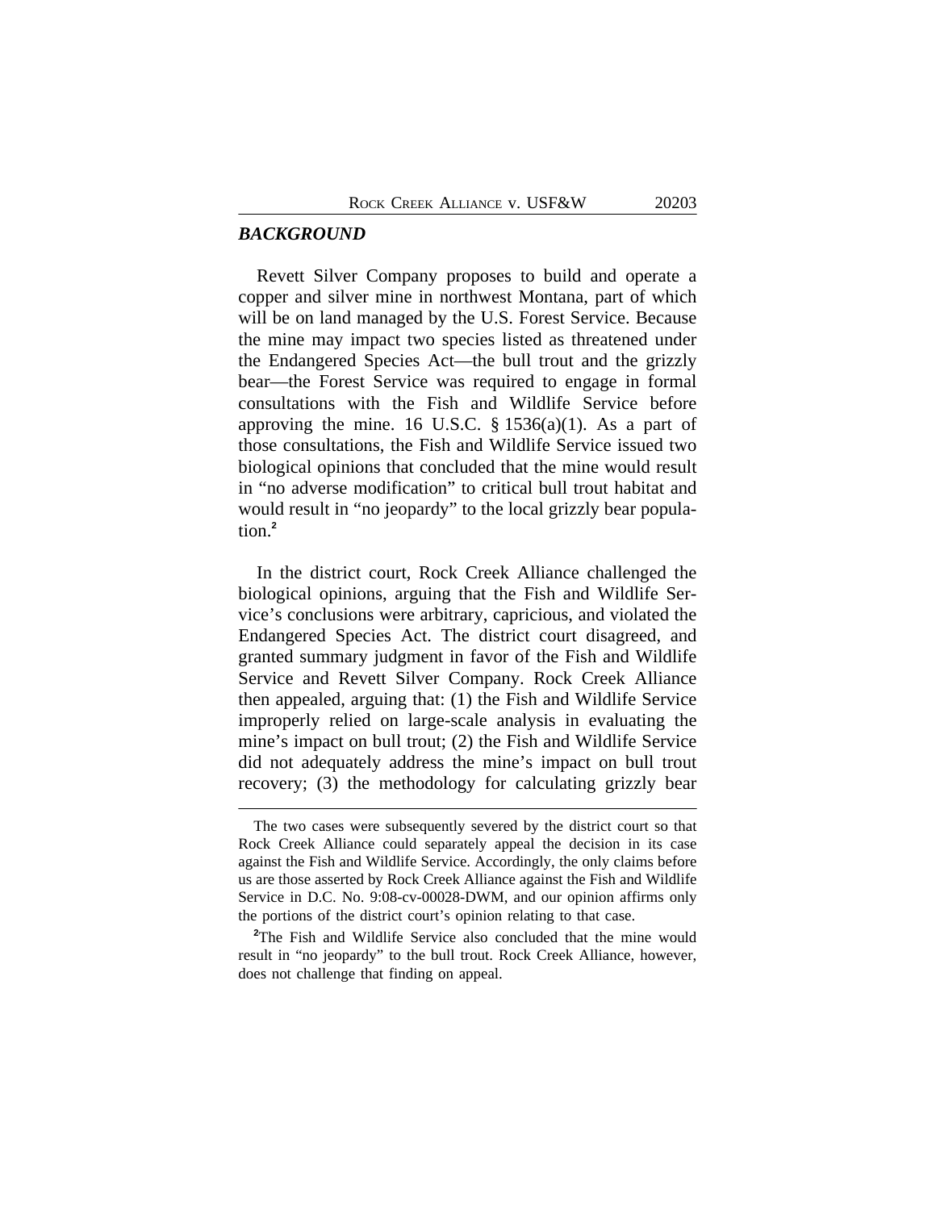***BACKGROUND***

Revett Silver Company proposes to build and operate a copper and silver mine in northwest Montana, part of which will be on land managed by the U.S. Forest Service. Because the mine may impact two species listed as threatened under the Endangered Species Act—the bull trout and the grizzly bear—the Forest Service was required to engage in formal consultations with the Fish and Wildlife Service before approving the mine. 16 U.S.C. § 1536(a)(1). As a part of those consultations, the Fish and Wildlife Service issued two biological opinions that concluded that the mine would result in "no adverse modification" to critical bull trout habitat and would result in "no jeopardy" to the local grizzly bear population.[2]

In the district court, Rock Creek Alliance challenged the biological opinions, arguing that the Fish and Wildlife Service's conclusions were arbitrary, capricious, and violated the Endangered Species Act. The district court disagreed, and granted summary judgment in favor of the Fish and Wildlife Service and Revett Silver Company. Rock Creek Alliance then appealed, arguing that: (1) the Fish and Wildlife Service improperly relied on large-scale analysis in evaluating the mine's impact on bull trout; (2) the Fish and Wildlife Service did not adequately address the mine's impact on bull trout recovery; (3) the methodology for calculating grizzly bear

The two cases were subsequently severed by the district court so that Rock Creek Alliance could separately appeal the decision in its case against the Fish and Wildlife Service. Accordingly, the only claims before us are those asserted by Rock Creek Alliance against the Fish and Wildlife Service in D.C. No. 9:08-cv-00028-DWM, and our opinion affirms only the portions of the district court's opinion relating to that case.

[2]The Fish and Wildlife Service also concluded that the mine would result in "no jeopardy" to the bull trout. Rock Creek Alliance, however, does not challenge that finding on appeal.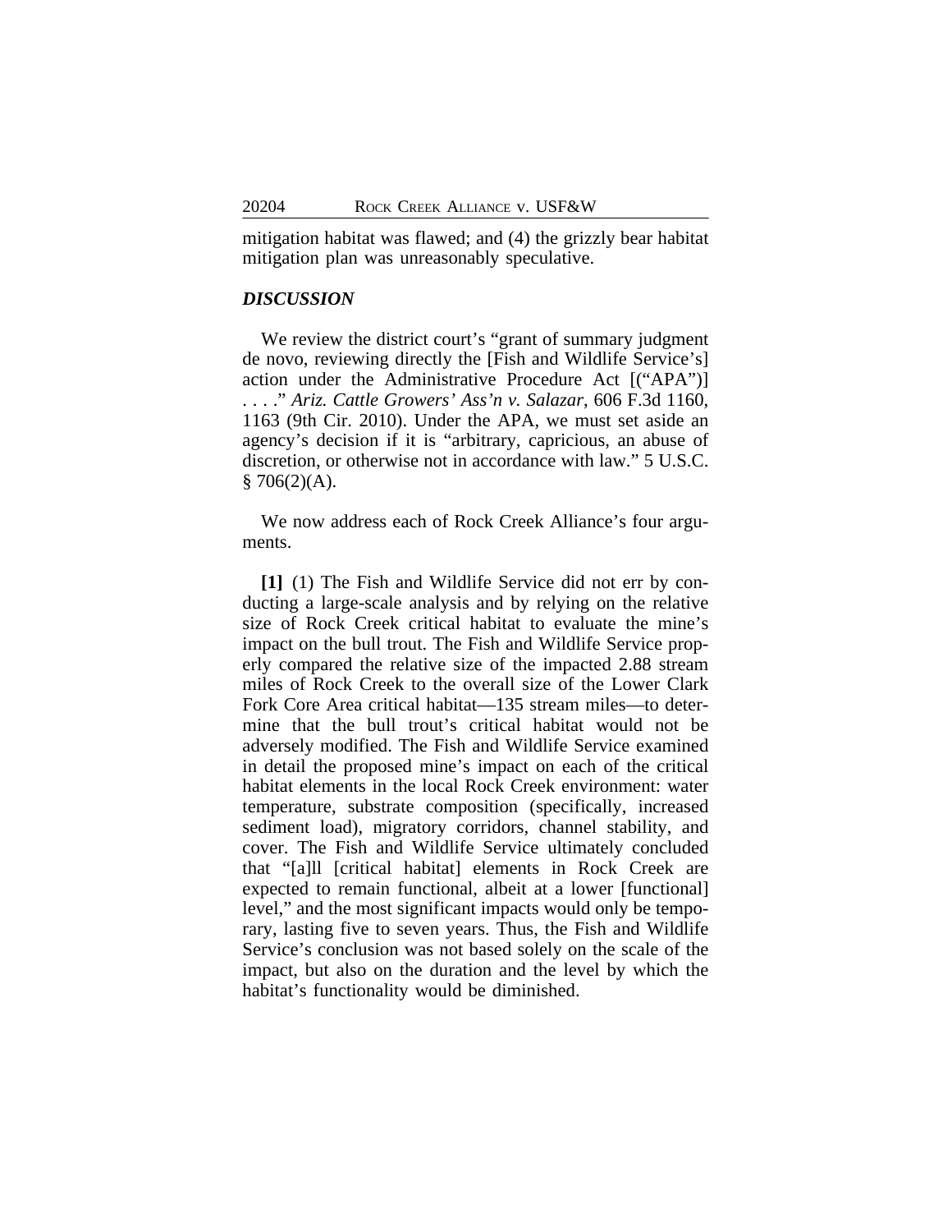mitigation habitat was flawed; and (4) the grizzly bear habitat mitigation plan was unreasonably speculative.

### *DISCUSSION*

We review the district court's "grant of summary judgment de novo, reviewing directly the [Fish and Wildlife Service's] action under the Administrative Procedure Act [("APA")] . . . ." *Ariz. Cattle Growers' Ass'n v. Salazar*, 606 F.3d 1160, 1163 (9th Cir. 2010). Under the APA, we must set aside an agency's decision if it is "arbitrary, capricious, an abuse of discretion, or otherwise not in accordance with law." 5 U.S.C. § 706(2)(A).

We now address each of Rock Creek Alliance's four arguments.

**[1]** (1) The Fish and Wildlife Service did not err by conducting a large-scale analysis and by relying on the relative size of Rock Creek critical habitat to evaluate the mine's impact on the bull trout. The Fish and Wildlife Service properly compared the relative size of the impacted 2.88 stream miles of Rock Creek to the overall size of the Lower Clark Fork Core Area critical habitat—135 stream miles—to determine that the bull trout's critical habitat would not be adversely modified. The Fish and Wildlife Service examined in detail the proposed mine's impact on each of the critical habitat elements in the local Rock Creek environment: water temperature, substrate composition (specifically, increased sediment load), migratory corridors, channel stability, and cover. The Fish and Wildlife Service ultimately concluded that "[a]ll [critical habitat] elements in Rock Creek are expected to remain functional, albeit at a lower [functional] level," and the most significant impacts would only be temporary, lasting five to seven years. Thus, the Fish and Wildlife Service's conclusion was not based solely on the scale of the impact, but also on the duration and the level by which the habitat's functionality would be diminished.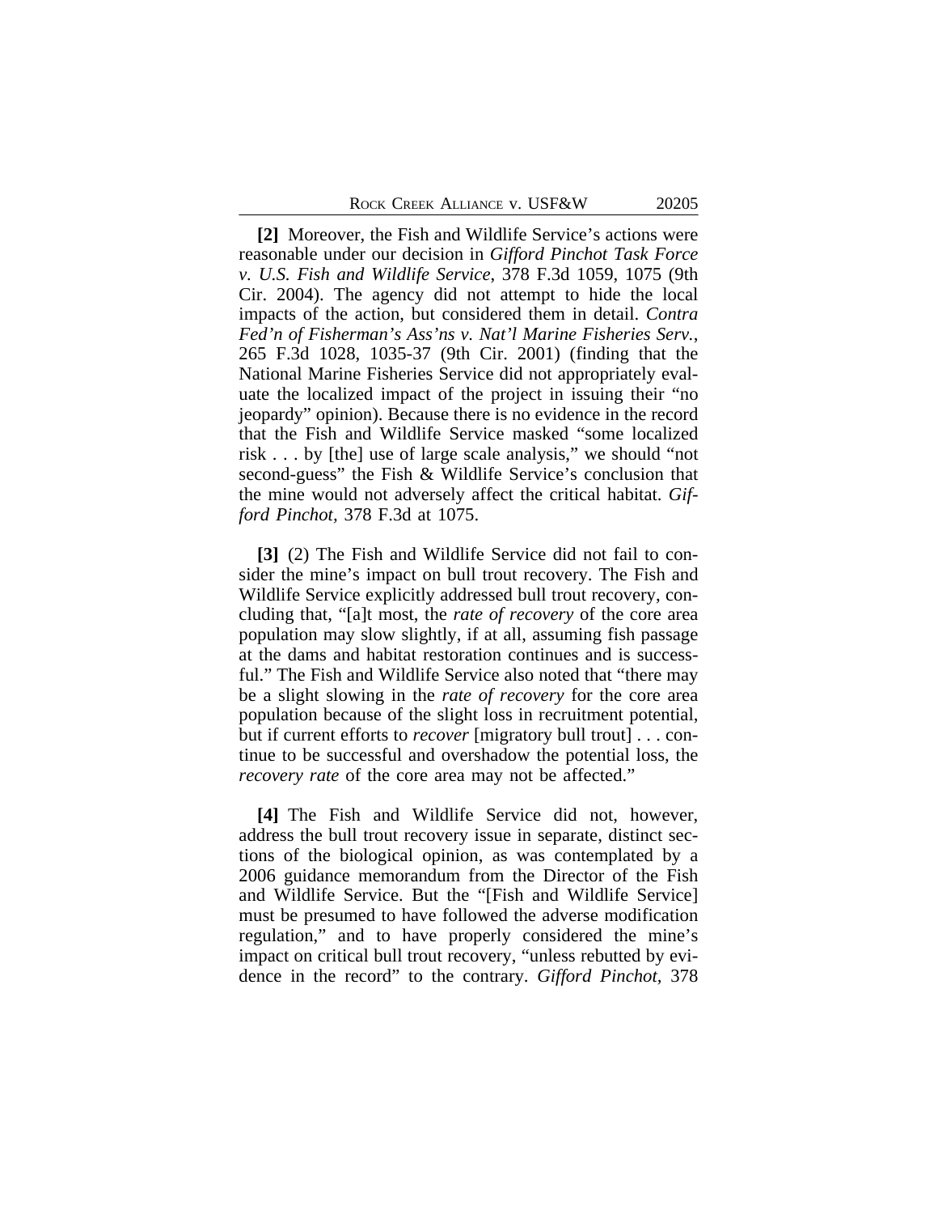**[2]** Moreover, the Fish and Wildlife Service's actions were reasonable under our decision in *Gifford Pinchot Task Force v. U.S. Fish and Wildlife Service*, 378 F.3d 1059, 1075 (9th Cir. 2004). The agency did not attempt to hide the local impacts of the action, but considered them in detail. *Contra Fed'n of Fisherman's Ass'ns v. Nat'l Marine Fisheries Serv.*, 265 F.3d 1028, 1035-37 (9th Cir. 2001) (finding that the National Marine Fisheries Service did not appropriately evaluate the localized impact of the project in issuing their "no jeopardy" opinion). Because there is no evidence in the record that the Fish and Wildlife Service masked "some localized risk . . . by [the] use of large scale analysis," we should "not second-guess" the Fish & Wildlife Service's conclusion that the mine would not adversely affect the critical habitat. *Gifford Pinchot*, 378 F.3d at 1075.

**[3]** (2) The Fish and Wildlife Service did not fail to consider the mine's impact on bull trout recovery. The Fish and Wildlife Service explicitly addressed bull trout recovery, concluding that, "[a]t most, the *rate of recovery* of the core area population may slow slightly, if at all, assuming fish passage at the dams and habitat restoration continues and is successful." The Fish and Wildlife Service also noted that "there may be a slight slowing in the *rate of recovery* for the core area population because of the slight loss in recruitment potential, but if current efforts to *recover* [migratory bull trout] . . . continue to be successful and overshadow the potential loss, the *recovery rate* of the core area may not be affected."

**[4]** The Fish and Wildlife Service did not, however, address the bull trout recovery issue in separate, distinct sections of the biological opinion, as was contemplated by a 2006 guidance memorandum from the Director of the Fish and Wildlife Service. But the "[Fish and Wildlife Service] must be presumed to have followed the adverse modification regulation," and to have properly considered the mine's impact on critical bull trout recovery, "unless rebutted by evidence in the record" to the contrary. *Gifford Pinchot*, 378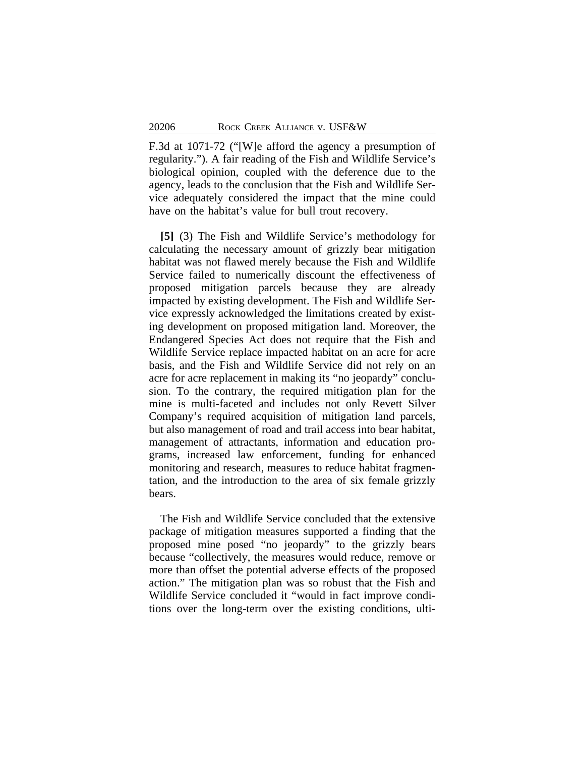F.3d at 1071-72 ("[W]e afford the agency a presumption of regularity."). A fair reading of the Fish and Wildlife Service's biological opinion, coupled with the deference due to the agency, leads to the conclusion that the Fish and Wildlife Service adequately considered the impact that the mine could have on the habitat's value for bull trout recovery.

**[5]** (3) The Fish and Wildlife Service's methodology for calculating the necessary amount of grizzly bear mitigation habitat was not flawed merely because the Fish and Wildlife Service failed to numerically discount the effectiveness of proposed mitigation parcels because they are already impacted by existing development. The Fish and Wildlife Service expressly acknowledged the limitations created by existing development on proposed mitigation land. Moreover, the Endangered Species Act does not require that the Fish and Wildlife Service replace impacted habitat on an acre for acre basis, and the Fish and Wildlife Service did not rely on an acre for acre replacement in making its "no jeopardy" conclusion. To the contrary, the required mitigation plan for the mine is multi-faceted and includes not only Revett Silver Company's required acquisition of mitigation land parcels, but also management of road and trail access into bear habitat, management of attractants, information and education programs, increased law enforcement, funding for enhanced monitoring and research, measures to reduce habitat fragmentation, and the introduction to the area of six female grizzly bears.

The Fish and Wildlife Service concluded that the extensive package of mitigation measures supported a finding that the proposed mine posed "no jeopardy" to the grizzly bears because "collectively, the measures would reduce, remove or more than offset the potential adverse effects of the proposed action." The mitigation plan was so robust that the Fish and Wildlife Service concluded it "would in fact improve conditions over the long-term over the existing conditions, ulti-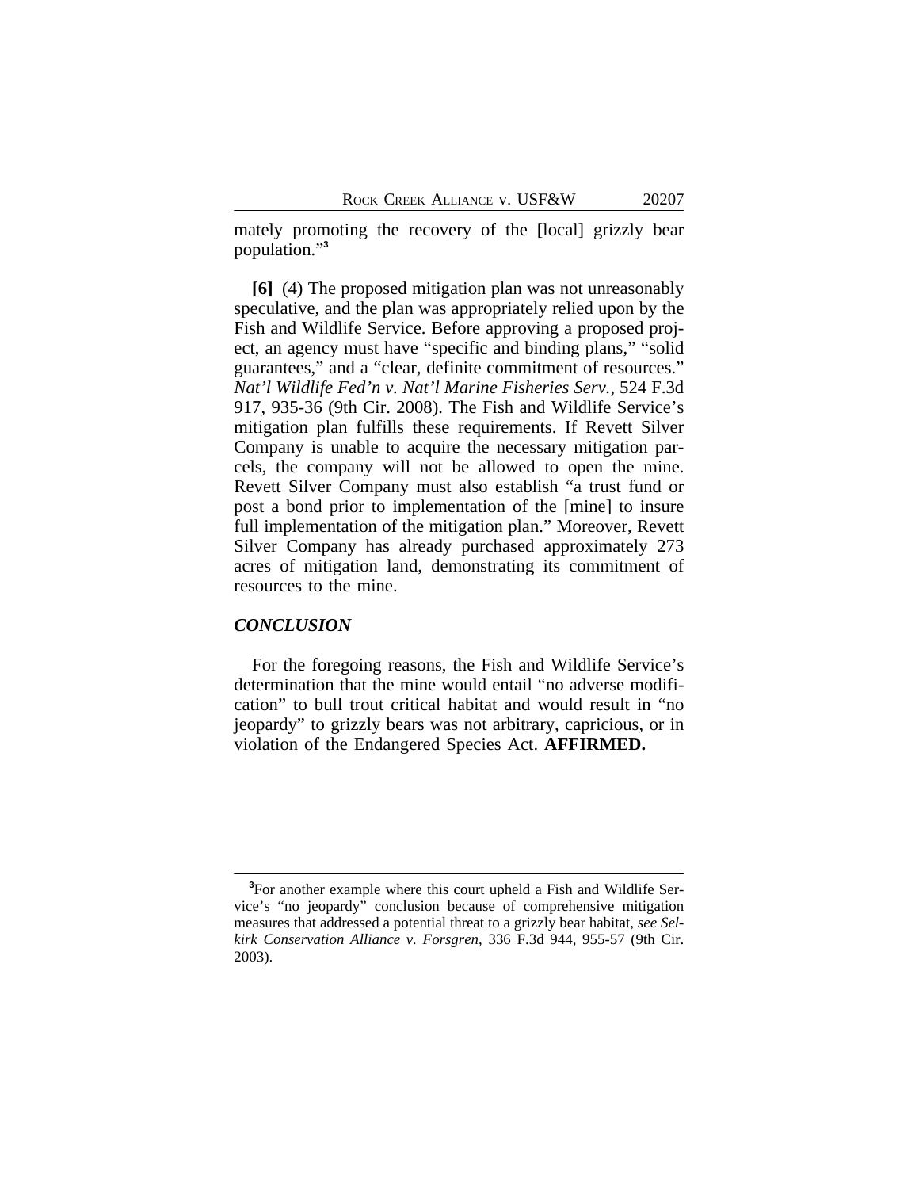mately promoting the recovery of the [local] grizzly bear population."[3]

**[6]** (4) The proposed mitigation plan was not unreasonably speculative, and the plan was appropriately relied upon by the Fish and Wildlife Service. Before approving a proposed project, an agency must have "specific and binding plans," "solid guarantees," and a "clear, definite commitment of resources." *Nat'l Wildlife Fed'n v. Nat'l Marine Fisheries Serv.*, 524 F.3d 917, 935-36 (9th Cir. 2008). The Fish and Wildlife Service's mitigation plan fulfills these requirements. If Revett Silver Company is unable to acquire the necessary mitigation parcels, the company will not be allowed to open the mine. Revett Silver Company must also establish "a trust fund or post a bond prior to implementation of the [mine] to insure full implementation of the mitigation plan." Moreover, Revett Silver Company has already purchased approximately 273 acres of mitigation land, demonstrating its commitment of resources to the mine.

## *CONCLUSION*

For the foregoing reasons, the Fish and Wildlife Service's determination that the mine would entail "no adverse modification" to bull trout critical habitat and would result in "no jeopardy" to grizzly bears was not arbitrary, capricious, or in violation of the Endangered Species Act. **AFFIRMED.**

---

[3]For another example where this court upheld a Fish and Wildlife Service's "no jeopardy" conclusion because of comprehensive mitigation measures that addressed a potential threat to a grizzly bear habitat, *see Selkirk Conservation Alliance v. Forsgren*, 336 F.3d 944, 955-57 (9th Cir. 2003).